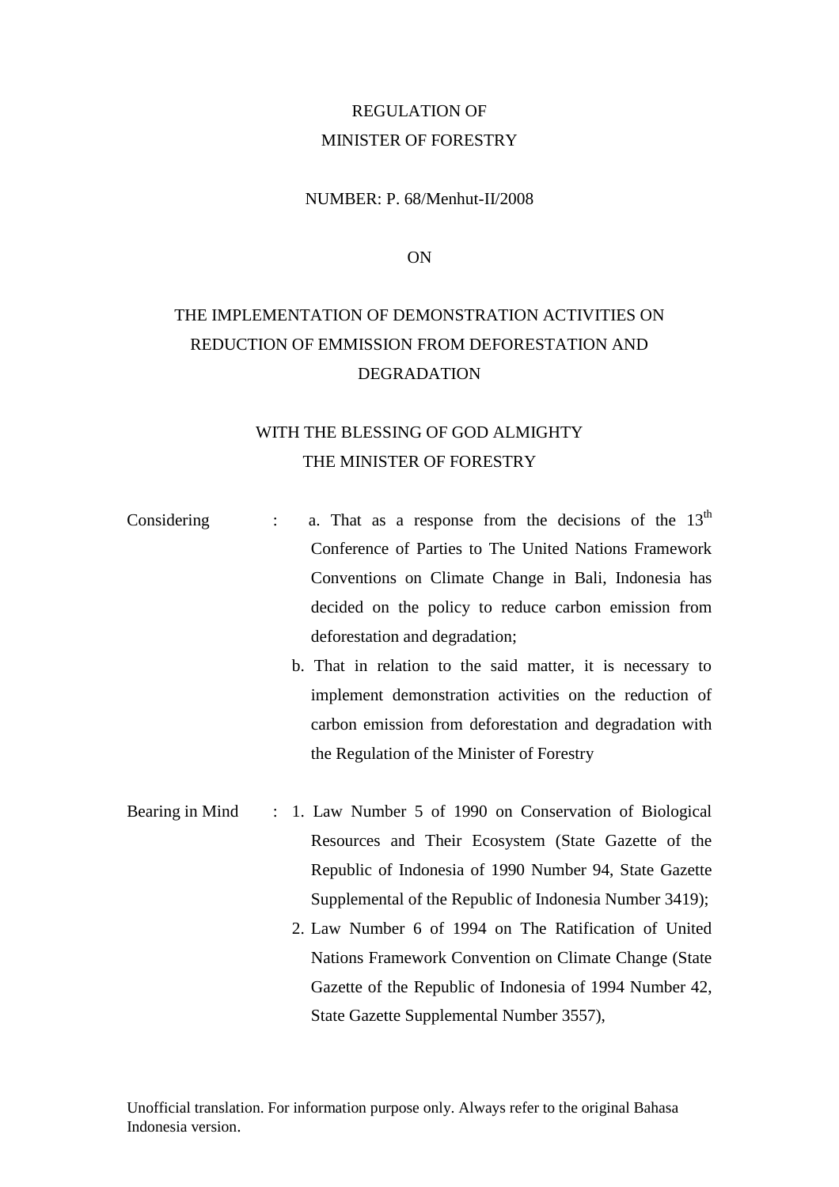REGULATION OF
MINISTER OF FORESTRY

NUMBER: P. 68/Menhut-II/2008

ON

THE IMPLEMENTATION OF DEMONSTRATION ACTIVITIES ON REDUCTION OF EMMISSION FROM DEFORESTATION AND DEGRADATION

WITH THE BLESSING OF GOD ALMIGHTY
THE MINISTER OF FORESTRY

Considering :

a. That as a response from the decisions of the 13th Conference of Parties to The United Nations Framework Conventions on Climate Change in Bali, Indonesia has decided on the policy to reduce carbon emission from deforestation and degradation;

b. That in relation to the said matter, it is necessary to implement demonstration activities on the reduction of carbon emission from deforestation and degradation with the Regulation of the Minister of Forestry

Bearing in Mind :

1. Law Number 5 of 1990 on Conservation of Biological Resources and Their Ecosystem (State Gazette of the Republic of Indonesia of 1990 Number 94, State Gazette Supplemental of the Republic of Indonesia Number 3419);
2. Law Number 6 of 1994 on The Ratification of United Nations Framework Convention on Climate Change (State Gazette of the Republic of Indonesia of 1994 Number 42, State Gazette Supplemental Number 3557),

Unofficial translation. For information purpose only. Always refer to the original Bahasa Indonesia version.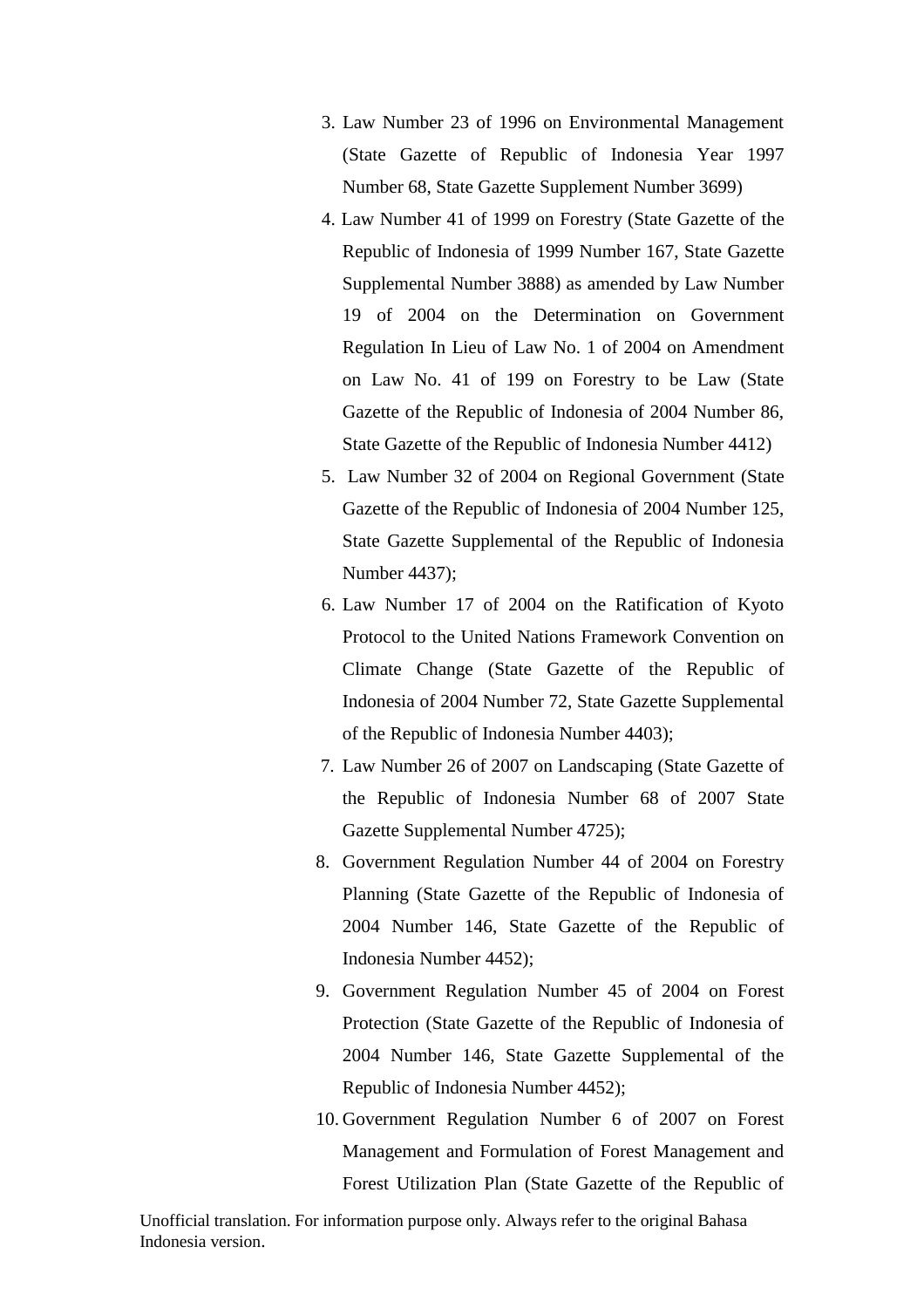3. Law Number 23 of 1996 on Environmental Management (State Gazette of Republic of Indonesia Year 1997 Number 68, State Gazette Supplement Number 3699)
4. Law Number 41 of 1999 on Forestry (State Gazette of the Republic of Indonesia of 1999 Number 167, State Gazette Supplemental Number 3888) as amended by Law Number 19 of 2004 on the Determination on Government Regulation In Lieu of Law No. 1 of 2004 on Amendment on Law No. 41 of 199 on Forestry to be Law (State Gazette of the Republic of Indonesia of 2004 Number 86, State Gazette of the Republic of Indonesia Number 4412)
5. Law Number 32 of 2004 on Regional Government (State Gazette of the Republic of Indonesia of 2004 Number 125, State Gazette Supplemental of the Republic of Indonesia Number 4437);
6. Law Number 17 of 2004 on the Ratification of Kyoto Protocol to the United Nations Framework Convention on Climate Change (State Gazette of the Republic of Indonesia of 2004 Number 72, State Gazette Supplemental of the Republic of Indonesia Number 4403);
7. Law Number 26 of 2007 on Landscaping (State Gazette of the Republic of Indonesia Number 68 of 2007 State Gazette Supplemental Number 4725);
8. Government Regulation Number 44 of 2004 on Forestry Planning (State Gazette of the Republic of Indonesia of 2004 Number 146, State Gazette of the Republic of Indonesia Number 4452);
9. Government Regulation Number 45 of 2004 on Forest Protection (State Gazette of the Republic of Indonesia of 2004 Number 146, State Gazette Supplemental of the Republic of Indonesia Number 4452);
10. Government Regulation Number 6 of 2007 on Forest Management and Formulation of Forest Management and Forest Utilization Plan (State Gazette of the Republic of

Unofficial translation. For information purpose only. Always refer to the original Bahasa Indonesia version.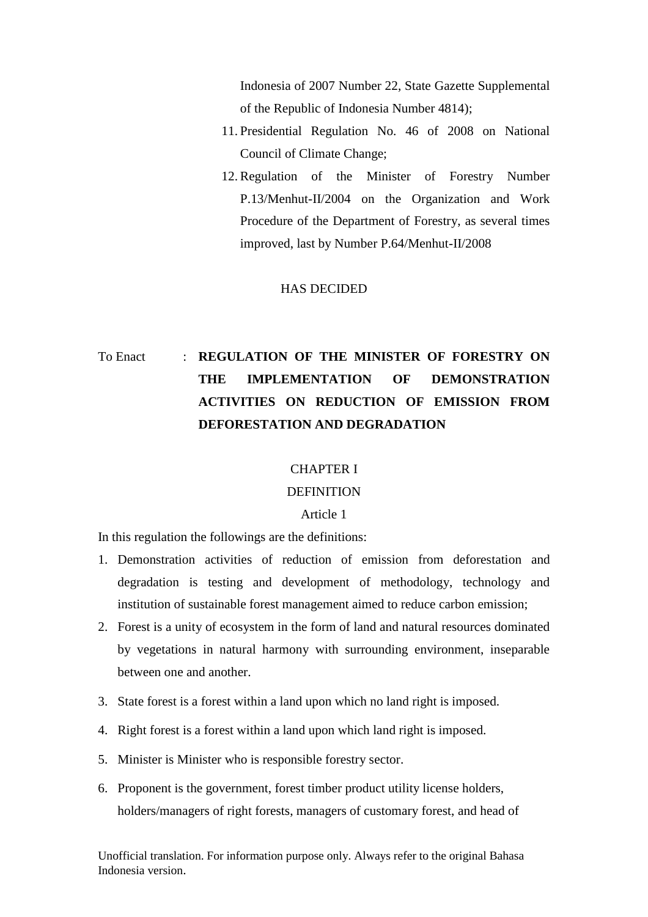Indonesia of 2007 Number 22, State Gazette Supplemental of the Republic of Indonesia Number 4814);

11. Presidential Regulation No. 46 of 2008 on National Council of Climate Change;
12. Regulation of the Minister of Forestry Number P.13/Menhut-II/2004 on the Organization and Work Procedure of the Department of Forestry, as several times improved, last by Number P.64/Menhut-II/2008

HAS DECIDED

To Enact : **REGULATION OF THE MINISTER OF FORESTRY ON THE IMPLEMENTATION OF DEMONSTRATION ACTIVITIES ON REDUCTION OF EMISSION FROM DEFORESTATION AND DEGRADATION**

## CHAPTER I
## DEFINITION
### Article 1

In this regulation the followings are the definitions:

1. Demonstration activities of reduction of emission from deforestation and degradation is testing and development of methodology, technology and institution of sustainable forest management aimed to reduce carbon emission;
2. Forest is a unity of ecosystem in the form of land and natural resources dominated by vegetations in natural harmony with surrounding environment, inseparable between one and another.
3. State forest is a forest within a land upon which no land right is imposed.
4. Right forest is a forest within a land upon which land right is imposed.
5. Minister is Minister who is responsible forestry sector.
6. Proponent is the government, forest timber product utility license holders, holders/managers of right forests, managers of customary forest, and head of

Unofficial translation. For information purpose only. Always refer to the original Bahasa Indonesia version.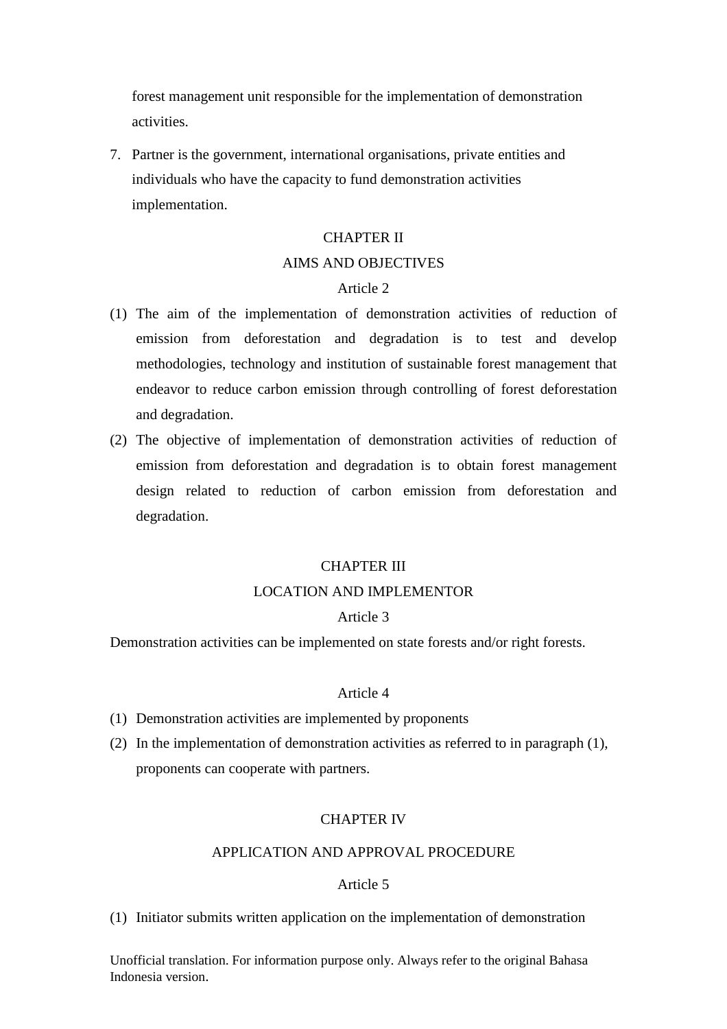forest management unit responsible for the implementation of demonstration activities.

7. Partner is the government, international organisations, private entities and individuals who have the capacity to fund demonstration activities implementation.

## CHAPTER II
## AIMS AND OBJECTIVES

### Article 2

(1) The aim of the implementation of demonstration activities of reduction of emission from deforestation and degradation is to test and develop methodologies, technology and institution of sustainable forest management that endeavor to reduce carbon emission through controlling of forest deforestation and degradation.

(2) The objective of implementation of demonstration activities of reduction of emission from deforestation and degradation is to obtain forest management design related to reduction of carbon emission from deforestation and degradation.

## CHAPTER III
## LOCATION AND IMPLEMENTOR

### Article 3

Demonstration activities can be implemented on state forests and/or right forests.

### Article 4

(1) Demonstration activities are implemented by proponents

(2) In the implementation of demonstration activities as referred to in paragraph (1), proponents can cooperate with partners.

## CHAPTER IV
## APPLICATION AND APPROVAL PROCEDURE

### Article 5

(1) Initiator submits written application on the implementation of demonstration

Unofficial translation. For information purpose only. Always refer to the original Bahasa Indonesia version.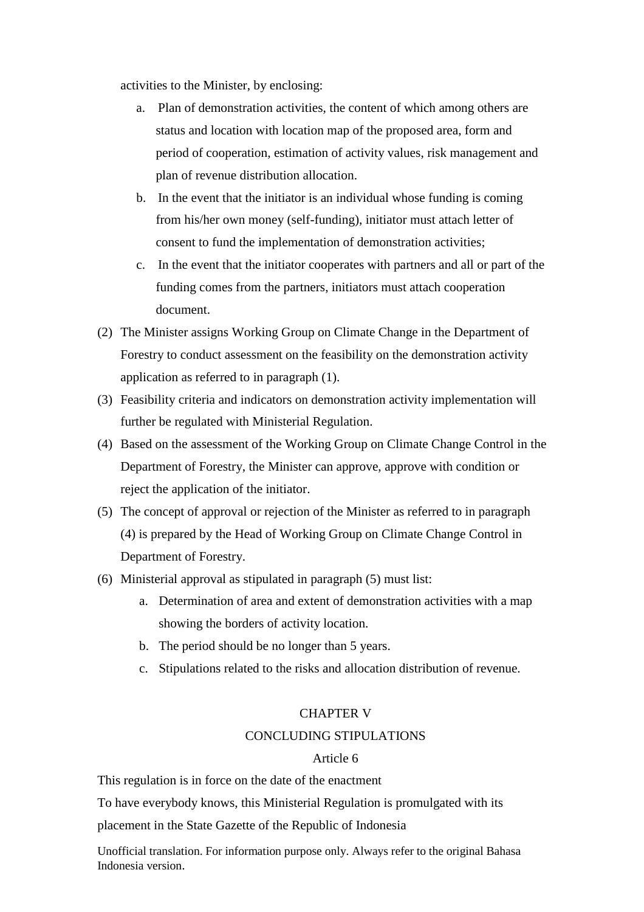activities to the Minister, by enclosing:

a. Plan of demonstration activities, the content of which among others are status and location with location map of the proposed area, form and period of cooperation, estimation of activity values, risk management and plan of revenue distribution allocation.
b. In the event that the initiator is an individual whose funding is coming from his/her own money (self-funding), initiator must attach letter of consent to fund the implementation of demonstration activities;
c. In the event that the initiator cooperates with partners and all or part of the funding comes from the partners, initiators must attach cooperation document.

(2) The Minister assigns Working Group on Climate Change in the Department of Forestry to conduct assessment on the feasibility on the demonstration activity application as referred to in paragraph (1).

(3) Feasibility criteria and indicators on demonstration activity implementation will further be regulated with Ministerial Regulation.

(4) Based on the assessment of the Working Group on Climate Change Control in the Department of Forestry, the Minister can approve, approve with condition or reject the application of the initiator.

(5) The concept of approval or rejection of the Minister as referred to in paragraph (4) is prepared by the Head of Working Group on Climate Change Control in Department of Forestry.

(6) Ministerial approval as stipulated in paragraph (5) must list:

a. Determination of area and extent of demonstration activities with a map showing the borders of activity location.
b. The period should be no longer than 5 years.
c. Stipulations related to the risks and allocation distribution of revenue.

## CHAPTER V
## CONCLUDING STIPULATIONS
### Article 6

This regulation is in force on the date of the enactment

To have everybody knows, this Ministerial Regulation is promulgated with its placement in the State Gazette of the Republic of Indonesia

Unofficial translation. For information purpose only. Always refer to the original Bahasa Indonesia version.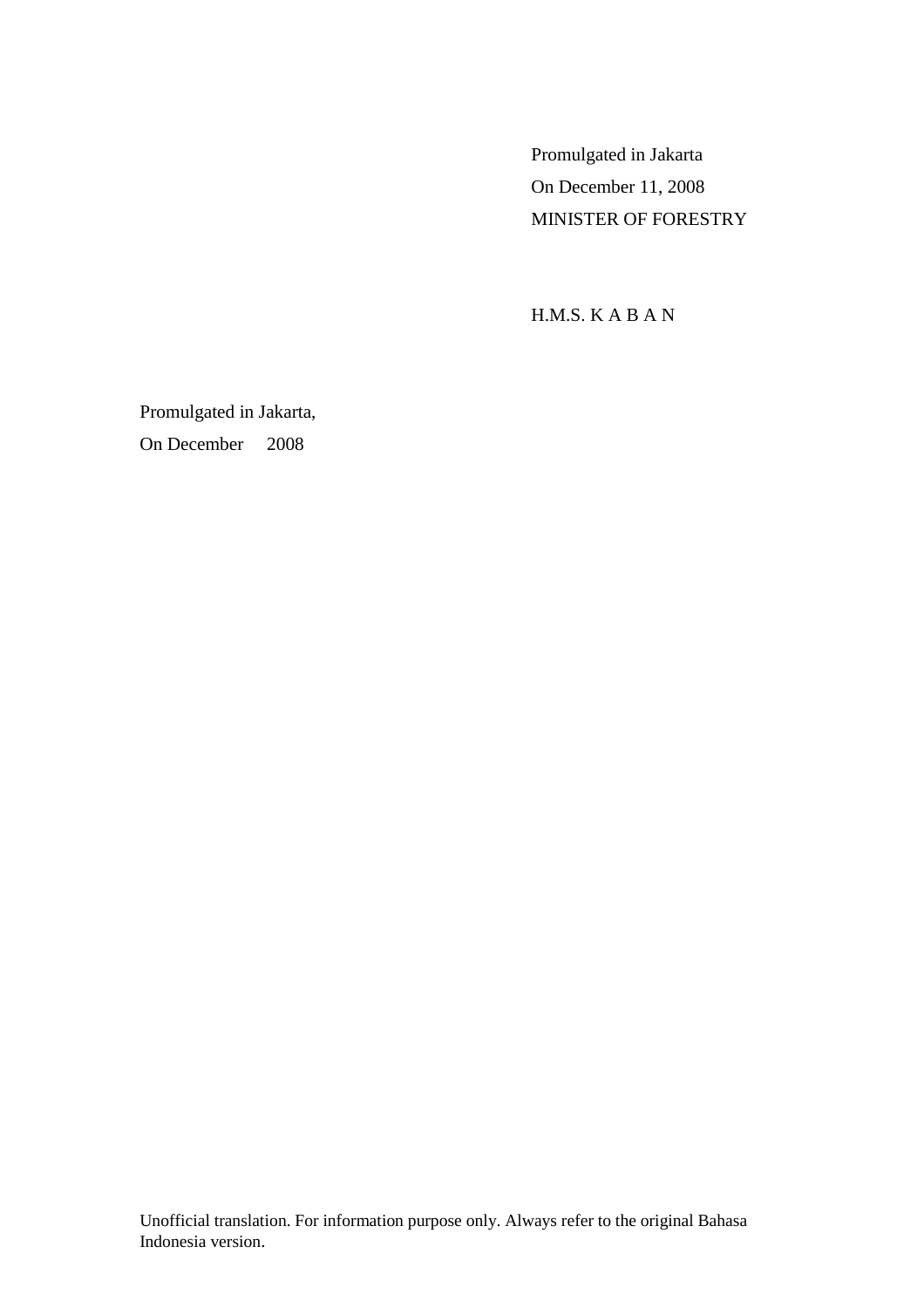Promulgated in Jakarta

On December 11, 2008

MINISTER OF FORESTRY

H.M.S. K A B A N

Promulgated in Jakarta,

On December 2008

Unofficial translation. For information purpose only. Always refer to the original Bahasa Indonesia version.